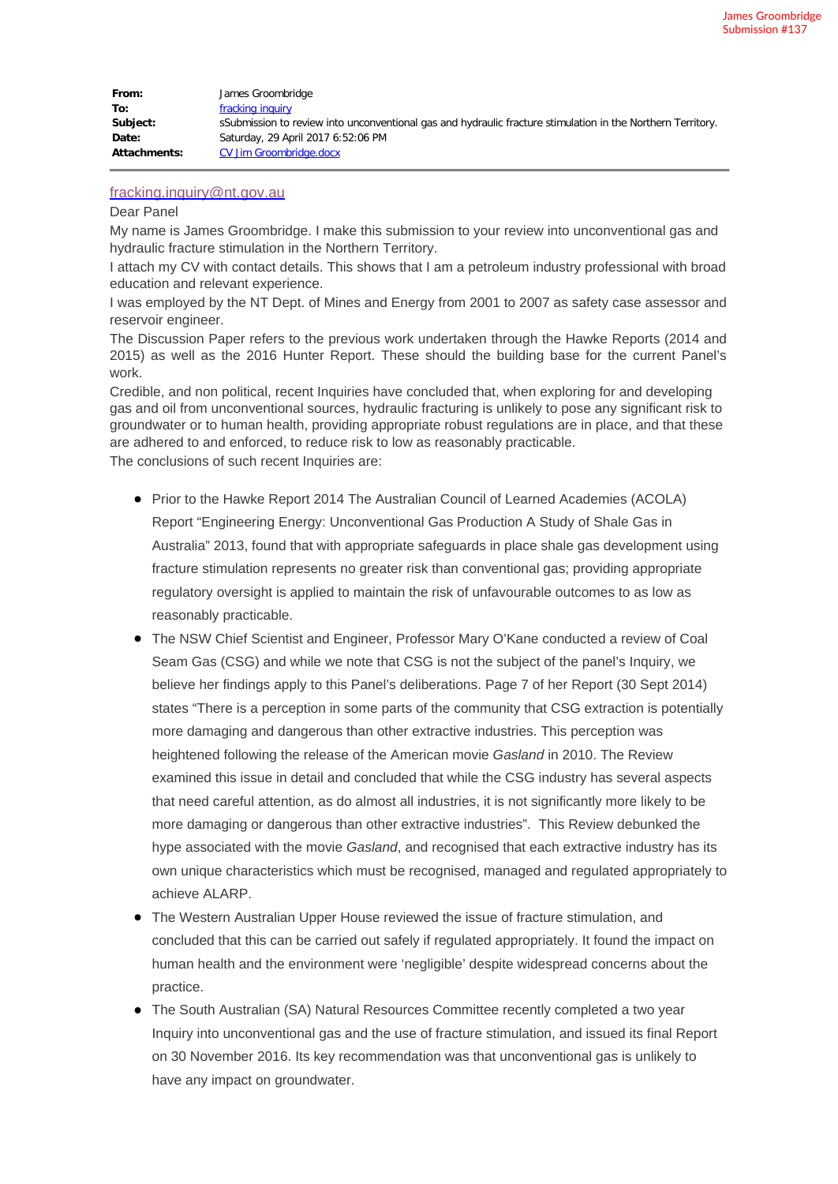James Groombridge
Submission #137

| | |
|---|---|
| **From:** | James Groombridge |
| **To:** | fracking inquiry |
| **Subject:** | sSubmission to review into unconventional gas and hydraulic fracture stimulation in the Northern Territory. |
| **Date:** | Saturday, 29 April 2017 6:52:06 PM |
| **Attachments:** | CV Jim Groombridge.docx |

fracking.inquiry@nt.gov.au

Dear Panel

My name is James Groombridge. I make this submission to your review into unconventional gas and hydraulic fracture stimulation in the Northern Territory.

I attach my CV with contact details. This shows that I am a petroleum industry professional with broad education and relevant experience.

I was employed by the NT Dept. of Mines and Energy from 2001 to 2007 as safety case assessor and reservoir engineer.

The Discussion Paper refers to the previous work undertaken through the Hawke Reports (2014 and 2015) as well as the 2016 Hunter Report. These should the building base for the current Panel's work.

Credible, and non political, recent Inquiries have concluded that, when exploring for and developing gas and oil from unconventional sources, hydraulic fracturing is unlikely to pose any significant risk to groundwater or to human health, providing appropriate robust regulations are in place, and that these are adhered to and enforced, to reduce risk to low as reasonably practicable.

The conclusions of such recent Inquiries are:

- Prior to the Hawke Report 2014 The Australian Council of Learned Academies (ACOLA) Report "Engineering Energy: Unconventional Gas Production A Study of Shale Gas in Australia" 2013, found that with appropriate safeguards in place shale gas development using fracture stimulation represents no greater risk than conventional gas; providing appropriate regulatory oversight is applied to maintain the risk of unfavourable outcomes to as low as reasonably practicable.
- The NSW Chief Scientist and Engineer, Professor Mary O'Kane conducted a review of Coal Seam Gas (CSG) and while we note that CSG is not the subject of the panel's Inquiry, we believe her findings apply to this Panel's deliberations. Page 7 of her Report (30 Sept 2014) states "There is a perception in some parts of the community that CSG extraction is potentially more damaging and dangerous than other extractive industries. This perception was heightened following the release of the American movie *Gasland* in 2010. The Review examined this issue in detail and concluded that while the CSG industry has several aspects that need careful attention, as do almost all industries, it is not significantly more likely to be more damaging or dangerous than other extractive industries". This Review debunked the hype associated with the movie *Gasland*, and recognised that each extractive industry has its own unique characteristics which must be recognised, managed and regulated appropriately to achieve ALARP.
- The Western Australian Upper House reviewed the issue of fracture stimulation, and concluded that this can be carried out safely if regulated appropriately. It found the impact on human health and the environment were 'negligible' despite widespread concerns about the practice.
- The South Australian (SA) Natural Resources Committee recently completed a two year Inquiry into unconventional gas and the use of fracture stimulation, and issued its final Report on 30 November 2016. Its key recommendation was that unconventional gas is unlikely to have any impact on groundwater.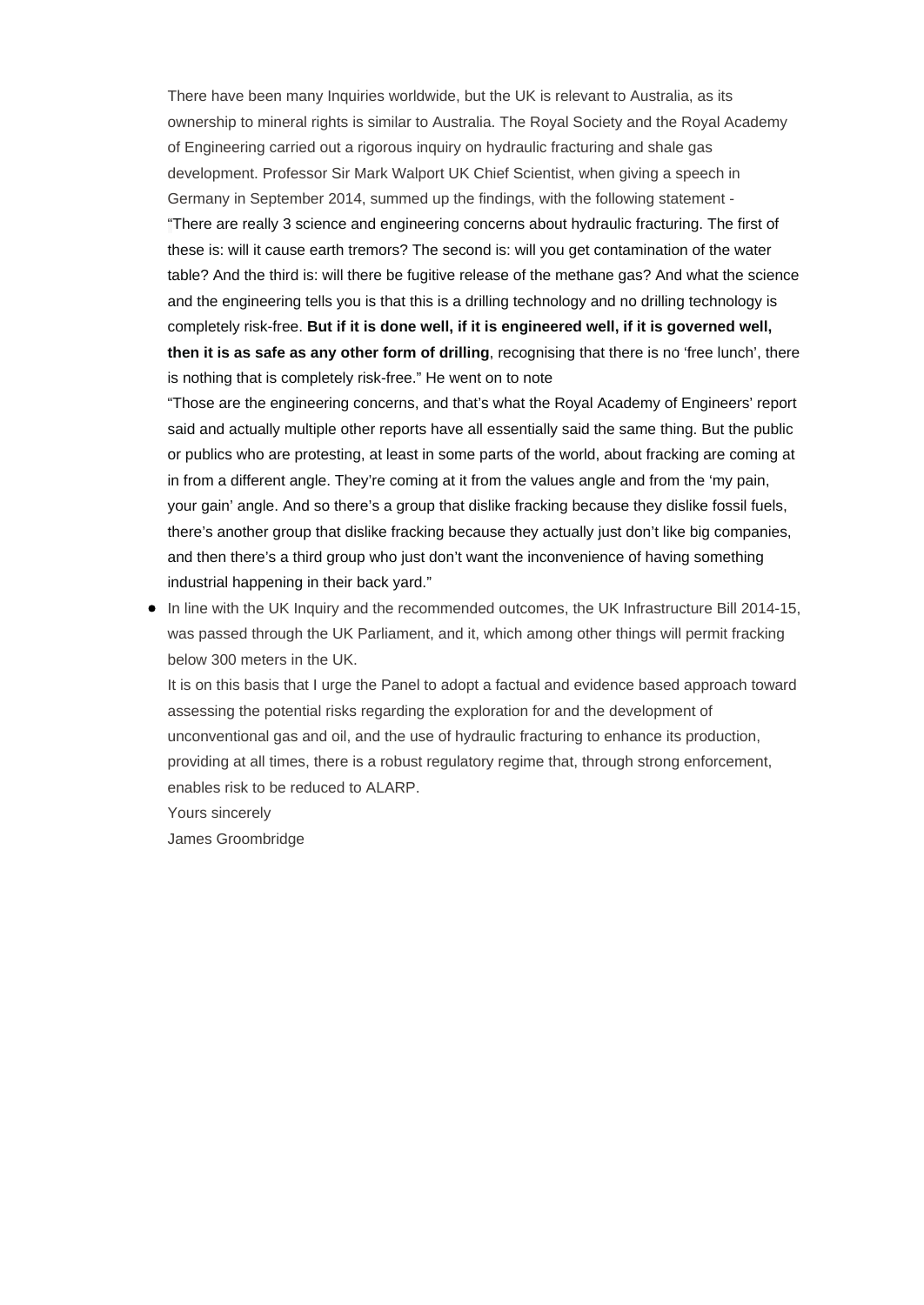There have been many Inquiries worldwide, but the UK is relevant to Australia, as its ownership to mineral rights is similar to Australia. The Royal Society and the Royal Academy of Engineering carried out a rigorous inquiry on hydraulic fracturing and shale gas development. Professor Sir Mark Walport UK Chief Scientist, when giving a speech in Germany in September 2014, summed up the findings, with the following statement -

"There are really 3 science and engineering concerns about hydraulic fracturing. The first of these is: will it cause earth tremors? The second is: will you get contamination of the water table? And the third is: will there be fugitive release of the methane gas? And what the science and the engineering tells you is that this is a drilling technology and no drilling technology is completely risk-free. **But if it is done well, if it is engineered well, if it is governed well, then it is as safe as any other form of drilling**, recognising that there is no 'free lunch', there is nothing that is completely risk-free." He went on to note

"Those are the engineering concerns, and that's what the Royal Academy of Engineers' report said and actually multiple other reports have all essentially said the same thing. But the public or publics who are protesting, at least in some parts of the world, about fracking are coming at in from a different angle. They're coming at it from the values angle and from the 'my pain, your gain' angle. And so there's a group that dislike fracking because they dislike fossil fuels, there's another group that dislike fracking because they actually just don't like big companies, and then there's a third group who just don't want the inconvenience of having something industrial happening in their back yard."

- In line with the UK Inquiry and the recommended outcomes, the UK Infrastructure Bill 2014-15, was passed through the UK Parliament, and it, which among other things will permit fracking below 300 meters in the UK.

  It is on this basis that I urge the Panel to adopt a factual and evidence based approach toward assessing the potential risks regarding the exploration for and the development of unconventional gas and oil, and the use of hydraulic fracturing to enhance its production, providing at all times, there is a robust regulatory regime that, through strong enforcement, enables risk to be reduced to ALARP.

  Yours sincerely

  James Groombridge